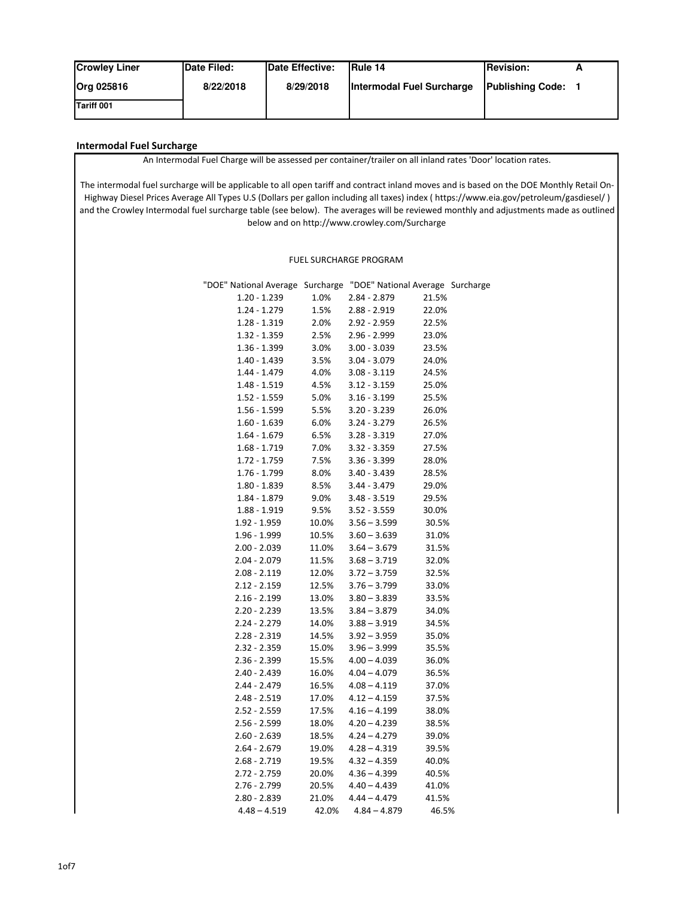| Crowley Liner | Date Filed: | Date Effective: | Rule 14 | Revision: A |
|---|---|---|---|---|
| Org 025816 | 8/22/2018 | 8/29/2018 | Intermodal Fuel Surcharge | Publishing Code: 1 |
| Tariff 001 | | | | |

## Intermodal Fuel Surcharge

An Intermodal Fuel Charge will be assessed per container/trailer on all inland rates 'Door' location rates.

The intermodal fuel surcharge will be applicable to all open tariff and contract inland moves and is based on the DOE Monthly Retail On-Highway Diesel Prices Average All Types U.S (Dollars per gallon including all taxes) index ( https://www.eia.gov/petroleum/gasdiesel/ ) and the Crowley Intermodal fuel surcharge table (see below). The averages will be reviewed monthly and adjustments made as outlined below and on http://www.crowley.com/Surcharge

FUEL SURCHARGE PROGRAM

| "DOE" National Average | Surcharge | "DOE" National Average | Surcharge |
|---|---|---|---|
| 1.20 - 1.239 | 1.0% | 2.84 - 2.879 | 21.5% |
| 1.24 - 1.279 | 1.5% | 2.88 - 2.919 | 22.0% |
| 1.28 - 1.319 | 2.0% | 2.92 - 2.959 | 22.5% |
| 1.32 - 1.359 | 2.5% | 2.96 - 2.999 | 23.0% |
| 1.36 - 1.399 | 3.0% | 3.00 - 3.039 | 23.5% |
| 1.40 - 1.439 | 3.5% | 3.04 - 3.079 | 24.0% |
| 1.44 - 1.479 | 4.0% | 3.08 - 3.119 | 24.5% |
| 1.48 - 1.519 | 4.5% | 3.12 - 3.159 | 25.0% |
| 1.52 - 1.559 | 5.0% | 3.16 - 3.199 | 25.5% |
| 1.56 - 1.599 | 5.5% | 3.20 - 3.239 | 26.0% |
| 1.60 - 1.639 | 6.0% | 3.24 - 3.279 | 26.5% |
| 1.64 - 1.679 | 6.5% | 3.28 - 3.319 | 27.0% |
| 1.68 - 1.719 | 7.0% | 3.32 - 3.359 | 27.5% |
| 1.72 - 1.759 | 7.5% | 3.36 - 3.399 | 28.0% |
| 1.76 - 1.799 | 8.0% | 3.40 - 3.439 | 28.5% |
| 1.80 - 1.839 | 8.5% | 3.44 - 3.479 | 29.0% |
| 1.84 - 1.879 | 9.0% | 3.48 - 3.519 | 29.5% |
| 1.88 - 1.919 | 9.5% | 3.52 - 3.559 | 30.0% |
| 1.92 - 1.959 | 10.0% | 3.56 – 3.599 | 30.5% |
| 1.96 - 1.999 | 10.5% | 3.60 – 3.639 | 31.0% |
| 2.00 - 2.039 | 11.0% | 3.64 – 3.679 | 31.5% |
| 2.04 - 2.079 | 11.5% | 3.68 – 3.719 | 32.0% |
| 2.08 - 2.119 | 12.0% | 3.72 – 3.759 | 32.5% |
| 2.12 - 2.159 | 12.5% | 3.76 – 3.799 | 33.0% |
| 2.16 - 2.199 | 13.0% | 3.80 – 3.839 | 33.5% |
| 2.20 - 2.239 | 13.5% | 3.84 – 3.879 | 34.0% |
| 2.24 - 2.279 | 14.0% | 3.88 – 3.919 | 34.5% |
| 2.28 - 2.319 | 14.5% | 3.92 – 3.959 | 35.0% |
| 2.32 - 2.359 | 15.0% | 3.96 – 3.999 | 35.5% |
| 2.36 - 2.399 | 15.5% | 4.00 – 4.039 | 36.0% |
| 2.40 - 2.439 | 16.0% | 4.04 – 4.079 | 36.5% |
| 2.44 - 2.479 | 16.5% | 4.08 – 4.119 | 37.0% |
| 2.48 - 2.519 | 17.0% | 4.12 – 4.159 | 37.5% |
| 2.52 - 2.559 | 17.5% | 4.16 – 4.199 | 38.0% |
| 2.56 - 2.599 | 18.0% | 4.20 – 4.239 | 38.5% |
| 2.60 - 2.639 | 18.5% | 4.24 – 4.279 | 39.0% |
| 2.64 - 2.679 | 19.0% | 4.28 – 4.319 | 39.5% |
| 2.68 - 2.719 | 19.5% | 4.32 – 4.359 | 40.0% |
| 2.72 - 2.759 | 20.0% | 4.36 – 4.399 | 40.5% |
| 2.76 - 2.799 | 20.5% | 4.40 – 4.439 | 41.0% |
| 2.80 - 2.839 | 21.0% | 4.44 – 4.479 | 41.5% |
| 4.48 – 4.519 | 42.0% | 4.84 – 4.879 | 46.5% |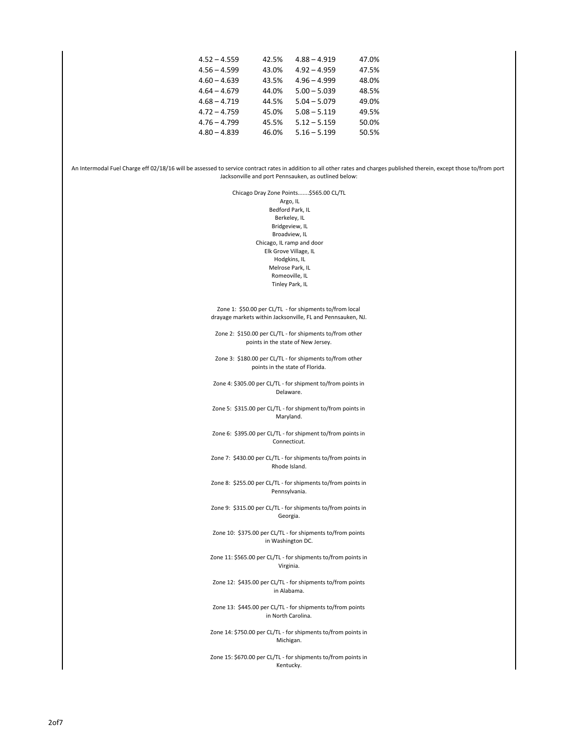| | | | |
|---|---|---|---|
| 4.52 – 4.559 | 42.5% | 4.88 – 4.919 | 47.0% |
| 4.56 – 4.599 | 43.0% | 4.92 – 4.959 | 47.5% |
| 4.60 – 4.639 | 43.5% | 4.96 – 4.999 | 48.0% |
| 4.64 – 4.679 | 44.0% | 5.00 – 5.039 | 48.5% |
| 4.68 – 4.719 | 44.5% | 5.04 – 5.079 | 49.0% |
| 4.72 – 4.759 | 45.0% | 5.08 – 5.119 | 49.5% |
| 4.76 – 4.799 | 45.5% | 5.12 – 5.159 | 50.0% |
| 4.80 – 4.839 | 46.0% | 5.16 – 5.199 | 50.5% |

An Intermodal Fuel Charge eff 02/18/16 will be assessed to service contract rates in addition to all other rates and charges published therein, except those to/from port Jacksonville and port Pennsauken, as outlined below:

Chicago Dray Zone Points.......$565.00 CL/TL

Argo, IL
Bedford Park, IL
Berkeley, IL
Bridgeview, IL
Broadview, IL
Chicago, IL ramp and door
Elk Grove Village, IL
Hodgkins, IL
Melrose Park, IL
Romeoville, IL
Tinley Park, IL

Zone 1: $50.00 per CL/TL - for shipments to/from local drayage markets within Jacksonville, FL and Pennsauken, NJ.

Zone 2: $150.00 per CL/TL - for shipments to/from other points in the state of New Jersey.

Zone 3: $180.00 per CL/TL - for shipments to/from other points in the state of Florida.

Zone 4: $305.00 per CL/TL - for shipment to/from points in Delaware.

Zone 5: $315.00 per CL/TL - for shipment to/from points in Maryland.

Zone 6: $395.00 per CL/TL - for shipment to/from points in Connecticut.

Zone 7: $430.00 per CL/TL - for shipments to/from points in Rhode Island.

Zone 8: $255.00 per CL/TL - for shipments to/from points in Pennsylvania.

Zone 9: $315.00 per CL/TL - for shipments to/from points in Georgia.

Zone 10: $375.00 per CL/TL - for shipments to/from points in Washington DC.

Zone 11: $565.00 per CL/TL - for shipments to/from points in Virginia.

Zone 12: $435.00 per CL/TL - for shipments to/from points in Alabama.

Zone 13: $445.00 per CL/TL - for shipments to/from points in North Carolina.

Zone 14: $750.00 per CL/TL - for shipments to/from points in Michigan.

Zone 15: $670.00 per CL/TL - for shipments to/from points in Kentucky.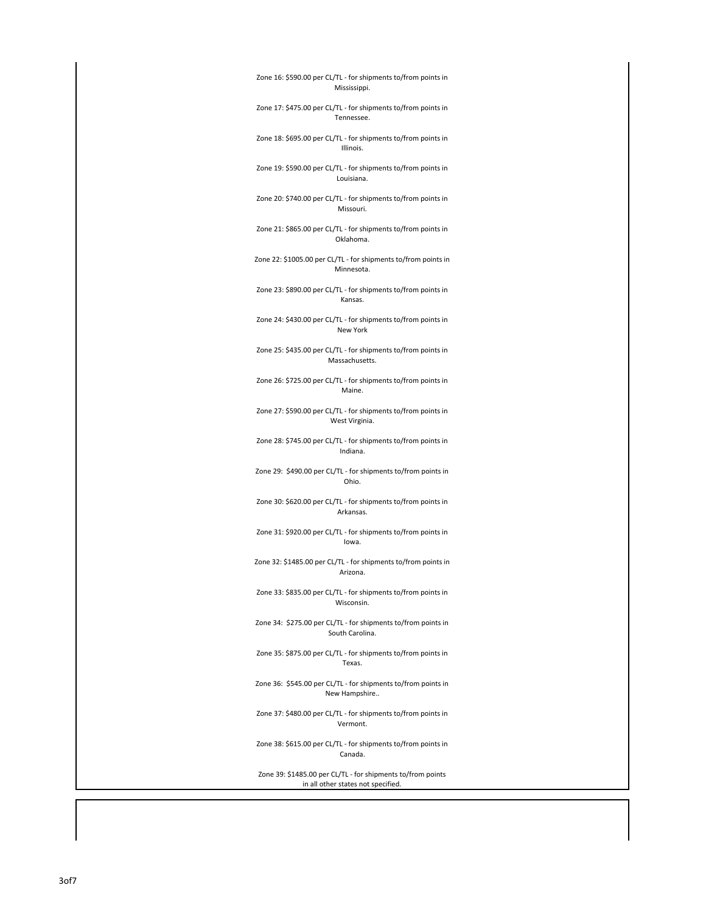Zone 16: $590.00 per CL/TL - for shipments to/from points in Mississippi.

Zone 17: $475.00 per CL/TL - for shipments to/from points in Tennessee.

Zone 18: $695.00 per CL/TL - for shipments to/from points in Illinois.

Zone 19: $590.00 per CL/TL - for shipments to/from points in Louisiana.

Zone 20: $740.00 per CL/TL - for shipments to/from points in Missouri.

Zone 21: $865.00 per CL/TL - for shipments to/from points in Oklahoma.

Zone 22: $1005.00 per CL/TL - for shipments to/from points in Minnesota.

Zone 23: $890.00 per CL/TL - for shipments to/from points in Kansas.

Zone 24: $430.00 per CL/TL - for shipments to/from points in New York

Zone 25: $435.00 per CL/TL - for shipments to/from points in Massachusetts.

Zone 26: $725.00 per CL/TL - for shipments to/from points in Maine.

Zone 27: $590.00 per CL/TL - for shipments to/from points in West Virginia.

Zone 28: $745.00 per CL/TL - for shipments to/from points in Indiana.

Zone 29: $490.00 per CL/TL - for shipments to/from points in Ohio.

Zone 30: $620.00 per CL/TL - for shipments to/from points in Arkansas.

Zone 31: $920.00 per CL/TL - for shipments to/from points in Iowa.

Zone 32: $1485.00 per CL/TL - for shipments to/from points in Arizona.

Zone 33: $835.00 per CL/TL - for shipments to/from points in Wisconsin.

Zone 34: $275.00 per CL/TL - for shipments to/from points in South Carolina.

Zone 35: $875.00 per CL/TL - for shipments to/from points in Texas.

Zone 36: $545.00 per CL/TL - for shipments to/from points in New Hampshire..

Zone 37: $480.00 per CL/TL - for shipments to/from points in Vermont.

Zone 38: $615.00 per CL/TL - for shipments to/from points in Canada.

Zone 39: $1485.00 per CL/TL - for shipments to/from points in all other states not specified.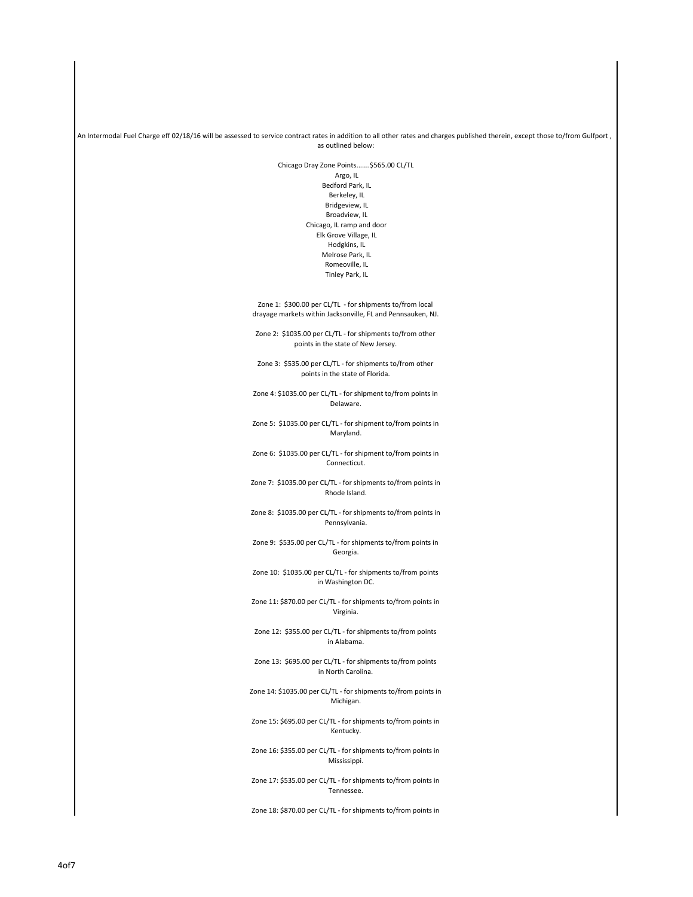An Intermodal Fuel Charge eff 02/18/16 will be assessed to service contract rates in addition to all other rates and charges published therein, except those to/from Gulfport , as outlined below:

Chicago Dray Zone Points.......$565.00 CL/TL

Argo, IL
Bedford Park, IL
Berkeley, IL
Bridgeview, IL
Broadview, IL
Chicago, IL ramp and door
Elk Grove Village, IL
Hodgkins, IL
Melrose Park, IL
Romeoville, IL
Tinley Park, IL

Zone 1: $300.00 per CL/TL - for shipments to/from local drayage markets within Jacksonville, FL and Pennsauken, NJ.

Zone 2: $1035.00 per CL/TL - for shipments to/from other points in the state of New Jersey.

Zone 3: $535.00 per CL/TL - for shipments to/from other points in the state of Florida.

Zone 4: $1035.00 per CL/TL - for shipment to/from points in Delaware.

Zone 5: $1035.00 per CL/TL - for shipment to/from points in Maryland.

Zone 6: $1035.00 per CL/TL - for shipment to/from points in Connecticut.

Zone 7: $1035.00 per CL/TL - for shipments to/from points in Rhode Island.

Zone 8: $1035.00 per CL/TL - for shipments to/from points in Pennsylvania.

Zone 9: $535.00 per CL/TL - for shipments to/from points in Georgia.

Zone 10: $1035.00 per CL/TL - for shipments to/from points in Washington DC.

Zone 11: $870.00 per CL/TL - for shipments to/from points in Virginia.

Zone 12: $355.00 per CL/TL - for shipments to/from points in Alabama.

Zone 13: $695.00 per CL/TL - for shipments to/from points in North Carolina.

Zone 14: $1035.00 per CL/TL - for shipments to/from points in Michigan.

Zone 15: $695.00 per CL/TL - for shipments to/from points in Kentucky.

Zone 16: $355.00 per CL/TL - for shipments to/from points in Mississippi.

Zone 17: $535.00 per CL/TL - for shipments to/from points in Tennessee.

Zone 18: $870.00 per CL/TL - for shipments to/from points in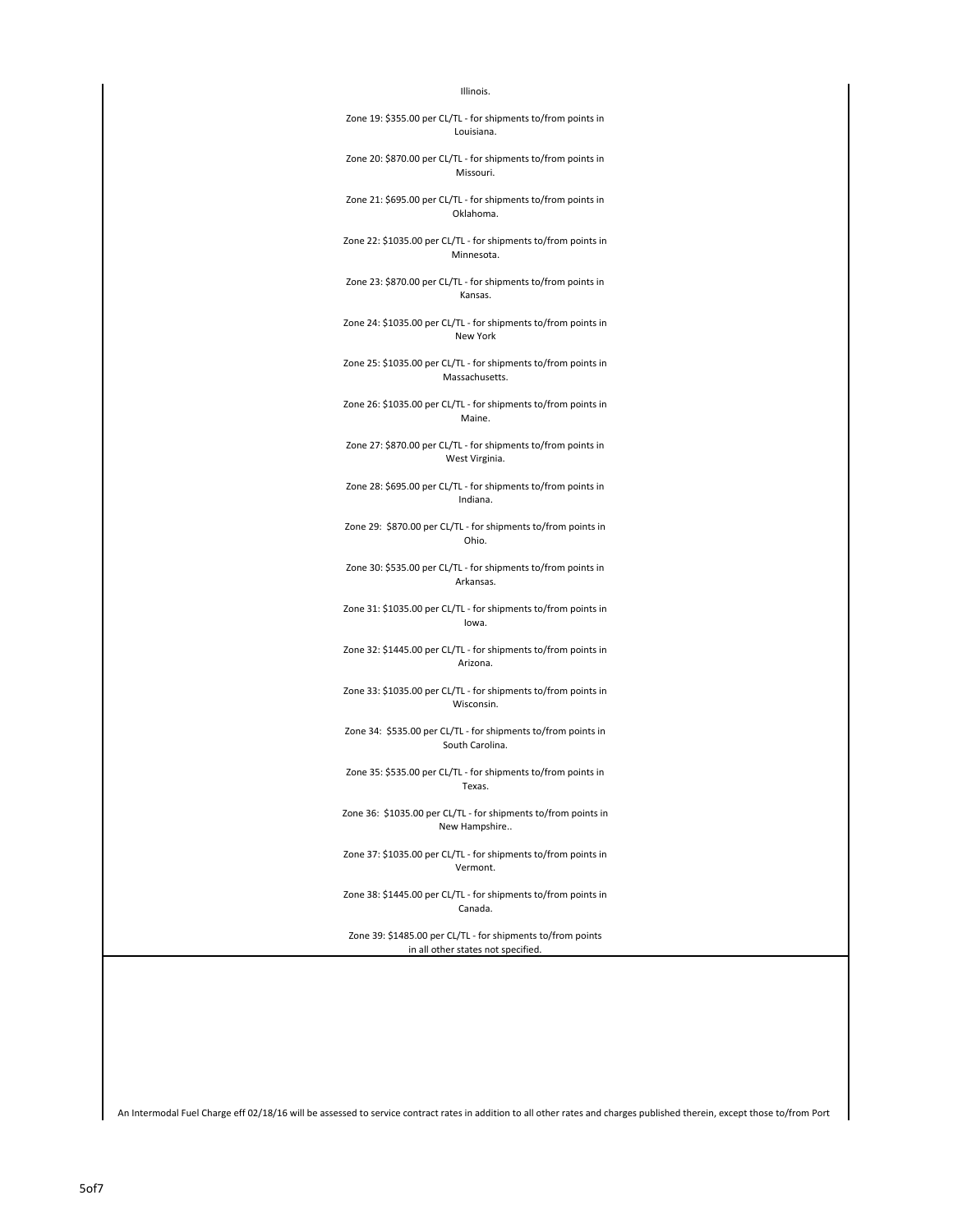Illinois.

Zone 19: $355.00 per CL/TL - for shipments to/from points in Louisiana.

Zone 20: $870.00 per CL/TL - for shipments to/from points in Missouri.

Zone 21: $695.00 per CL/TL - for shipments to/from points in Oklahoma.

Zone 22: $1035.00 per CL/TL - for shipments to/from points in Minnesota.

Zone 23: $870.00 per CL/TL - for shipments to/from points in Kansas.

Zone 24: $1035.00 per CL/TL - for shipments to/from points in New York

Zone 25: $1035.00 per CL/TL - for shipments to/from points in Massachusetts.

Zone 26: $1035.00 per CL/TL - for shipments to/from points in Maine.

Zone 27: $870.00 per CL/TL - for shipments to/from points in West Virginia.

Zone 28: $695.00 per CL/TL - for shipments to/from points in Indiana.

Zone 29: $870.00 per CL/TL - for shipments to/from points in Ohio.

Zone 30: $535.00 per CL/TL - for shipments to/from points in Arkansas.

Zone 31: $1035.00 per CL/TL - for shipments to/from points in Iowa.

Zone 32: $1445.00 per CL/TL - for shipments to/from points in Arizona.

Zone 33: $1035.00 per CL/TL - for shipments to/from points in Wisconsin.

Zone 34: $535.00 per CL/TL - for shipments to/from points in South Carolina.

Zone 35: $535.00 per CL/TL - for shipments to/from points in Texas.

Zone 36: $1035.00 per CL/TL - for shipments to/from points in New Hampshire..

Zone 37: $1035.00 per CL/TL - for shipments to/from points in Vermont.

Zone 38: $1445.00 per CL/TL - for shipments to/from points in Canada.

Zone 39: $1485.00 per CL/TL - for shipments to/from points in all other states not specified.

An Intermodal Fuel Charge eff 02/18/16 will be assessed to service contract rates in addition to all other rates and charges published therein, except those to/from Port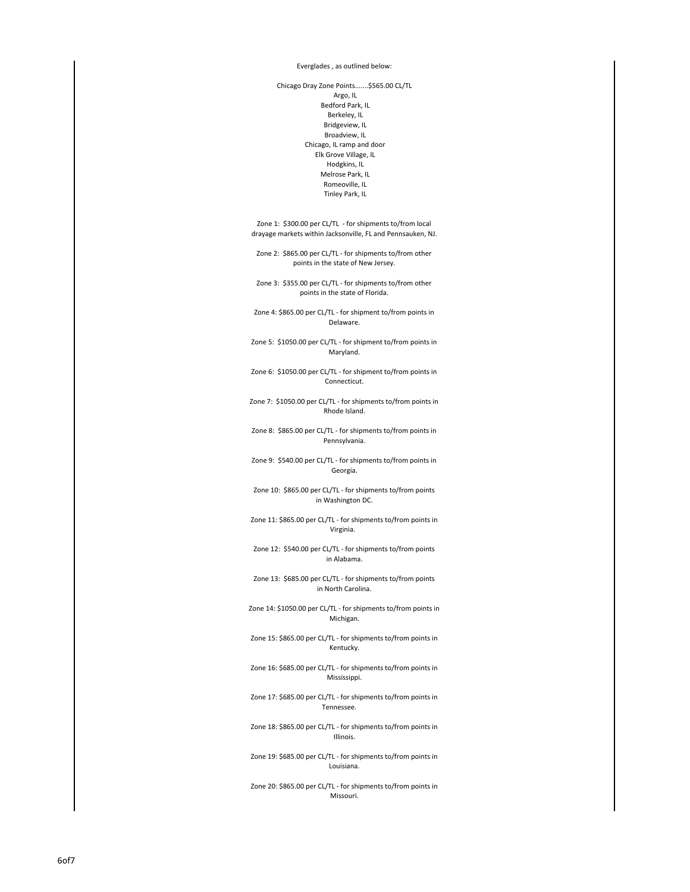Everglades , as outlined below:

Chicago Dray Zone Points.......$565.00 CL/TL

Argo, IL
Bedford Park, IL
Berkeley, IL
Bridgeview, IL
Broadview, IL
Chicago, IL ramp and door
Elk Grove Village, IL
Hodgkins, IL
Melrose Park, IL
Romeoville, IL
Tinley Park, IL

Zone 1: $300.00 per CL/TL - for shipments to/from local drayage markets within Jacksonville, FL and Pennsauken, NJ.

Zone 2: $865.00 per CL/TL - for shipments to/from other points in the state of New Jersey.

Zone 3: $355.00 per CL/TL - for shipments to/from other points in the state of Florida.

Zone 4: $865.00 per CL/TL - for shipment to/from points in Delaware.

Zone 5: $1050.00 per CL/TL - for shipment to/from points in Maryland.

Zone 6: $1050.00 per CL/TL - for shipment to/from points in Connecticut.

Zone 7: $1050.00 per CL/TL - for shipments to/from points in Rhode Island.

Zone 8: $865.00 per CL/TL - for shipments to/from points in Pennsylvania.

Zone 9: $540.00 per CL/TL - for shipments to/from points in Georgia.

Zone 10: $865.00 per CL/TL - for shipments to/from points in Washington DC.

Zone 11: $865.00 per CL/TL - for shipments to/from points in Virginia.

Zone 12: $540.00 per CL/TL - for shipments to/from points in Alabama.

Zone 13: $685.00 per CL/TL - for shipments to/from points in North Carolina.

Zone 14: $1050.00 per CL/TL - for shipments to/from points in Michigan.

Zone 15: $865.00 per CL/TL - for shipments to/from points in Kentucky.

Zone 16: $685.00 per CL/TL - for shipments to/from points in Mississippi.

Zone 17: $685.00 per CL/TL - for shipments to/from points in Tennessee.

Zone 18: $865.00 per CL/TL - for shipments to/from points in Illinois.

Zone 19: $685.00 per CL/TL - for shipments to/from points in Louisiana.

Zone 20: $865.00 per CL/TL - for shipments to/from points in Missouri.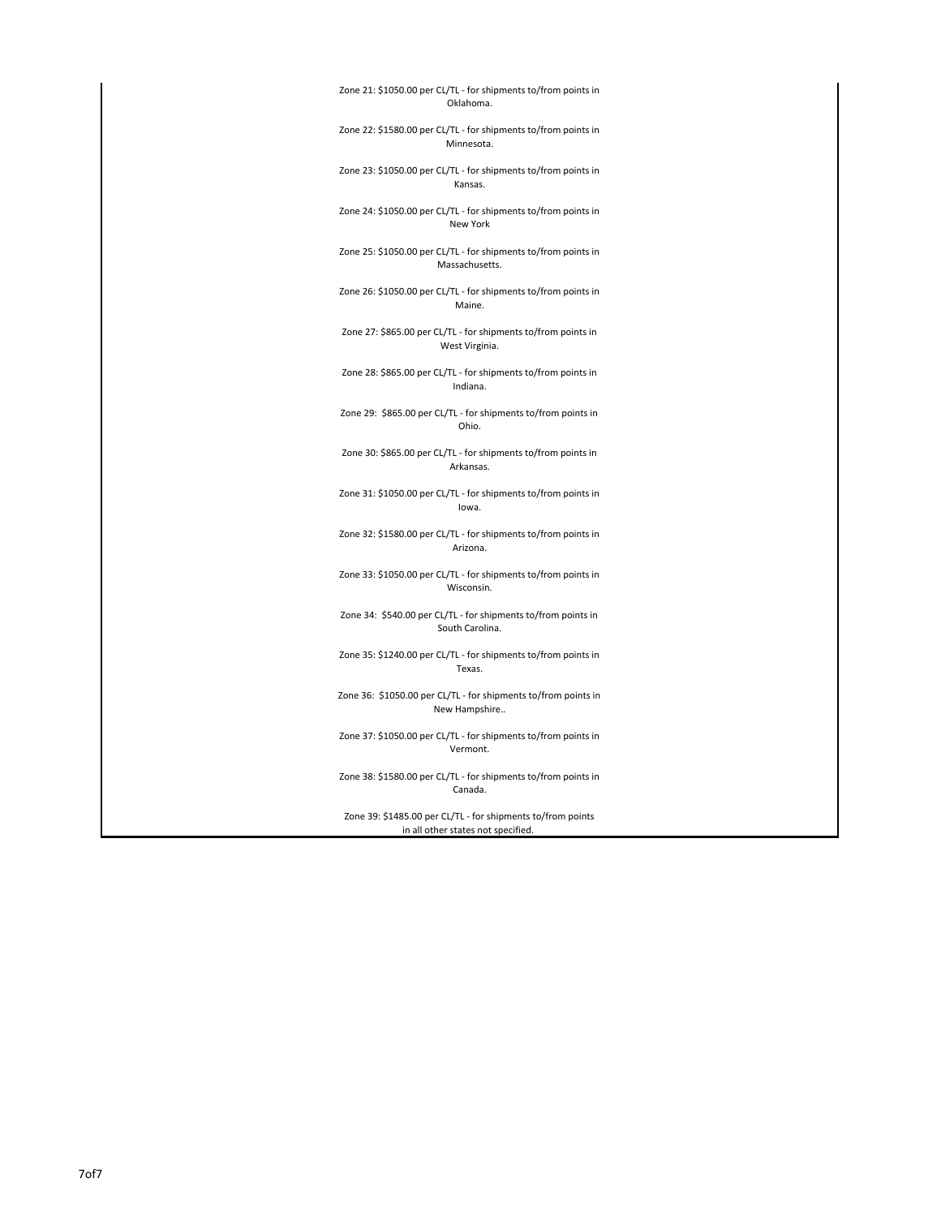Zone 21: $1050.00 per CL/TL - for shipments to/from points in Oklahoma.

Zone 22: $1580.00 per CL/TL - for shipments to/from points in Minnesota.

Zone 23: $1050.00 per CL/TL - for shipments to/from points in Kansas.

Zone 24: $1050.00 per CL/TL - for shipments to/from points in New York

Zone 25: $1050.00 per CL/TL - for shipments to/from points in Massachusetts.

Zone 26: $1050.00 per CL/TL - for shipments to/from points in Maine.

Zone 27: $865.00 per CL/TL - for shipments to/from points in West Virginia.

Zone 28: $865.00 per CL/TL - for shipments to/from points in Indiana.

Zone 29: $865.00 per CL/TL - for shipments to/from points in Ohio.

Zone 30: $865.00 per CL/TL - for shipments to/from points in Arkansas.

Zone 31: $1050.00 per CL/TL - for shipments to/from points in Iowa.

Zone 32: $1580.00 per CL/TL - for shipments to/from points in Arizona.

Zone 33: $1050.00 per CL/TL - for shipments to/from points in Wisconsin.

Zone 34: $540.00 per CL/TL - for shipments to/from points in South Carolina.

Zone 35: $1240.00 per CL/TL - for shipments to/from points in Texas.

Zone 36: $1050.00 per CL/TL - for shipments to/from points in New Hampshire..

Zone 37: $1050.00 per CL/TL - for shipments to/from points in Vermont.

Zone 38: $1580.00 per CL/TL - for shipments to/from points in Canada.

Zone 39: $1485.00 per CL/TL - for shipments to/from points in all other states not specified.